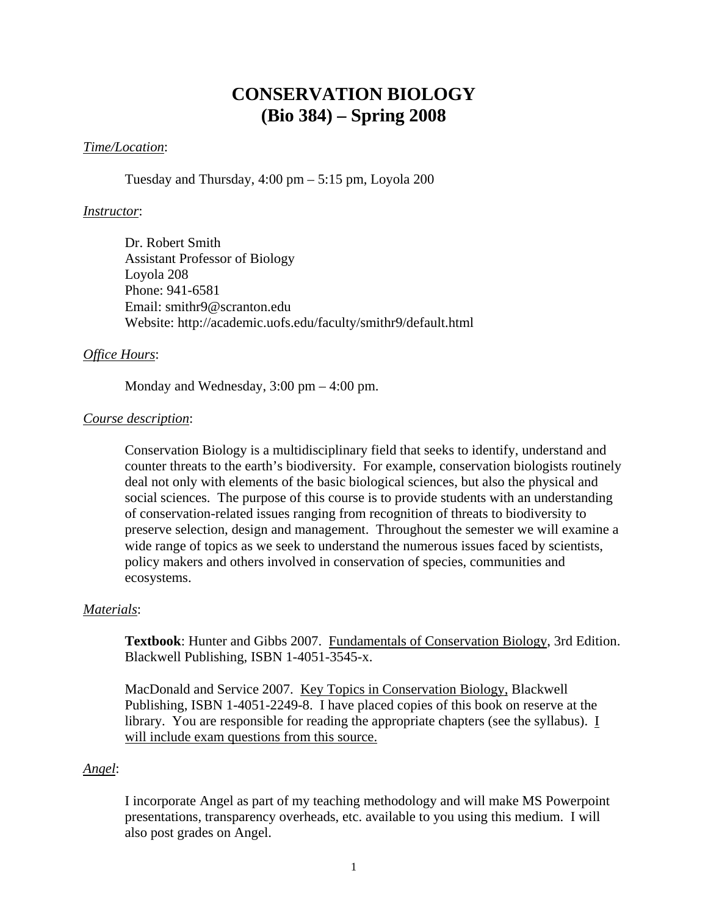# CONSERVATION BIOLOGY
# (Bio 384) – Spring 2008

*Time/Location*:

Tuesday and Thursday, 4:00 pm – 5:15 pm, Loyola 200

*Instructor*:

Dr. Robert Smith
Assistant Professor of Biology
Loyola 208
Phone: 941-6581
Email: smithr9@scranton.edu
Website: http://academic.uofs.edu/faculty/smithr9/default.html

*Office Hours*:

Monday and Wednesday, 3:00 pm – 4:00 pm.

*Course description*:

Conservation Biology is a multidisciplinary field that seeks to identify, understand and counter threats to the earth's biodiversity. For example, conservation biologists routinely deal not only with elements of the basic biological sciences, but also the physical and social sciences. The purpose of this course is to provide students with an understanding of conservation-related issues ranging from recognition of threats to biodiversity to preserve selection, design and management. Throughout the semester we will examine a wide range of topics as we seek to understand the numerous issues faced by scientists, policy makers and others involved in conservation of species, communities and ecosystems.

*Materials*:

**Textbook**: Hunter and Gibbs 2007. Fundamentals of Conservation Biology, 3rd Edition. Blackwell Publishing, ISBN 1-4051-3545-x.

MacDonald and Service 2007. Key Topics in Conservation Biology, Blackwell Publishing, ISBN 1-4051-2249-8. I have placed copies of this book on reserve at the library. You are responsible for reading the appropriate chapters (see the syllabus). I will include exam questions from this source.

*Angel*:

I incorporate Angel as part of my teaching methodology and will make MS Powerpoint presentations, transparency overheads, etc. available to you using this medium. I will also post grades on Angel.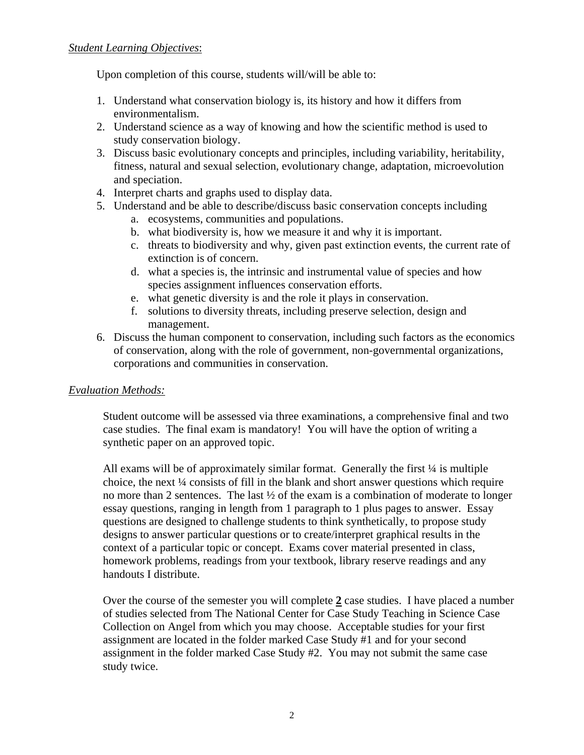*Student Learning Objectives*:

Upon completion of this course, students will/will be able to:

1. Understand what conservation biology is, its history and how it differs from environmentalism.
2. Understand science as a way of knowing and how the scientific method is used to study conservation biology.
3. Discuss basic evolutionary concepts and principles, including variability, heritability, fitness, natural and sexual selection, evolutionary change, adaptation, microevolution and speciation.
4. Interpret charts and graphs used to display data.
5. Understand and be able to describe/discuss basic conservation concepts including
   a. ecosystems, communities and populations.
   b. what biodiversity is, how we measure it and why it is important.
   c. threats to biodiversity and why, given past extinction events, the current rate of extinction is of concern.
   d. what a species is, the intrinsic and instrumental value of species and how species assignment influences conservation efforts.
   e. what genetic diversity is and the role it plays in conservation.
   f. solutions to diversity threats, including preserve selection, design and management.
6. Discuss the human component to conservation, including such factors as the economics of conservation, along with the role of government, non-governmental organizations, corporations and communities in conservation.

*Evaluation Methods:*

Student outcome will be assessed via three examinations, a comprehensive final and two case studies. The final exam is mandatory! You will have the option of writing a synthetic paper on an approved topic.

All exams will be of approximately similar format. Generally the first ¼ is multiple choice, the next ¼ consists of fill in the blank and short answer questions which require no more than 2 sentences. The last ½ of the exam is a combination of moderate to longer essay questions, ranging in length from 1 paragraph to 1 plus pages to answer. Essay questions are designed to challenge students to think synthetically, to propose study designs to answer particular questions or to create/interpret graphical results in the context of a particular topic or concept. Exams cover material presented in class, homework problems, readings from your textbook, library reserve readings and any handouts I distribute.

Over the course of the semester you will complete **2** case studies. I have placed a number of studies selected from The National Center for Case Study Teaching in Science Case Collection on Angel from which you may choose. Acceptable studies for your first assignment are located in the folder marked Case Study #1 and for your second assignment in the folder marked Case Study #2. You may not submit the same case study twice.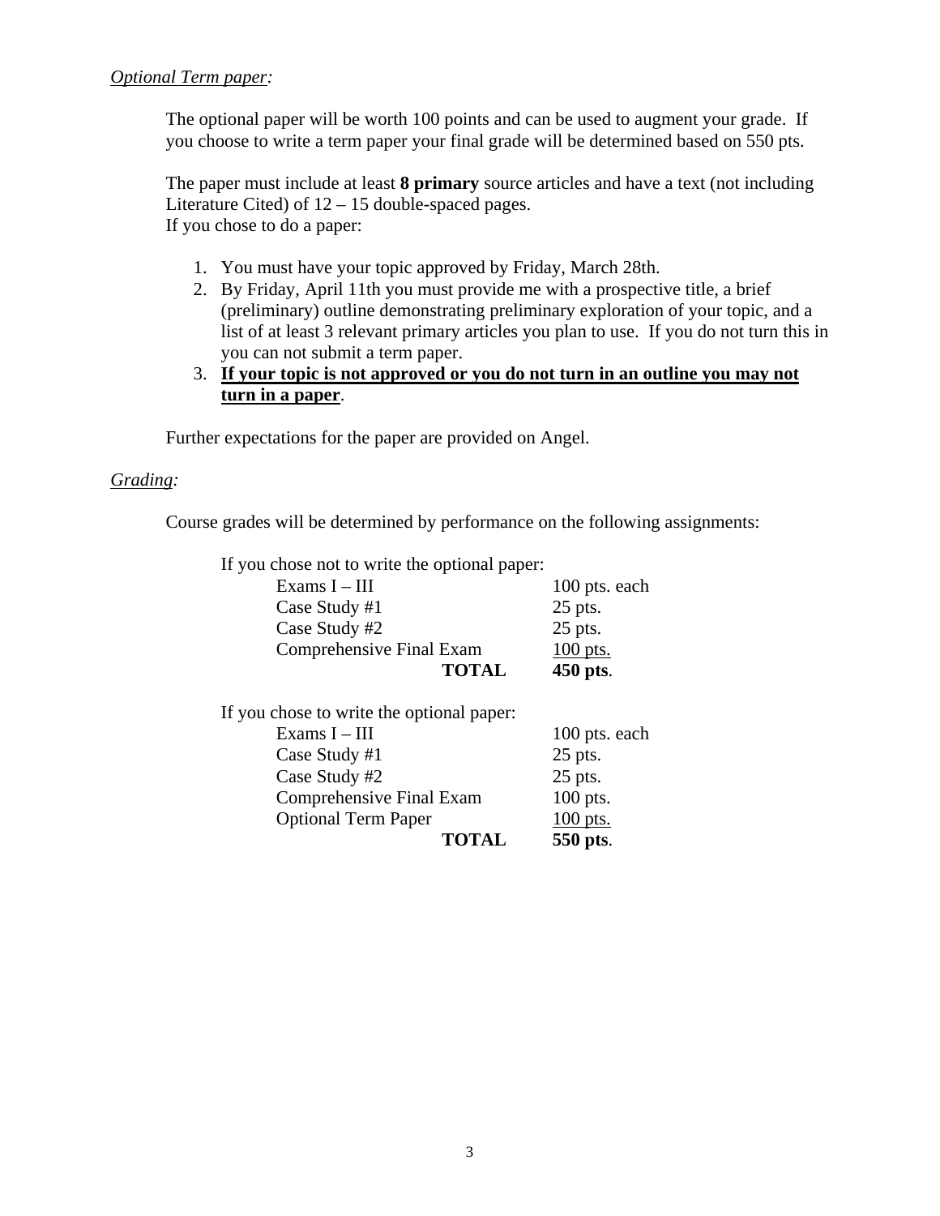*Optional Term paper:*

The optional paper will be worth 100 points and can be used to augment your grade. If you choose to write a term paper your final grade will be determined based on 550 pts.

The paper must include at least **8 primary** source articles and have a text (not including Literature Cited) of 12 – 15 double-spaced pages.
If you chose to do a paper:

1. You must have your topic approved by Friday, March 28th.
2. By Friday, April 11th you must provide me with a prospective title, a brief (preliminary) outline demonstrating preliminary exploration of your topic, and a list of at least 3 relevant primary articles you plan to use. If you do not turn this in you can not submit a term paper.
3. **If your topic is not approved or you do not turn in an outline you may not turn in a paper**.

Further expectations for the paper are provided on Angel.

*Grading:*

Course grades will be determined by performance on the following assignments:

If you chose not to write the optional paper:

| | |
|---|---|
| Exams I – III | 100 pts. each |
| Case Study #1 | 25 pts. |
| Case Study #2 | 25 pts. |
| Comprehensive Final Exam | 100 pts. |
| **TOTAL** | **450 pts**. |

If you chose to write the optional paper:

| | |
|---|---|
| Exams I – III | 100 pts. each |
| Case Study #1 | 25 pts. |
| Case Study #2 | 25 pts. |
| Comprehensive Final Exam | 100 pts. |
| Optional Term Paper | 100 pts. |
| **TOTAL** | **550 pts**. |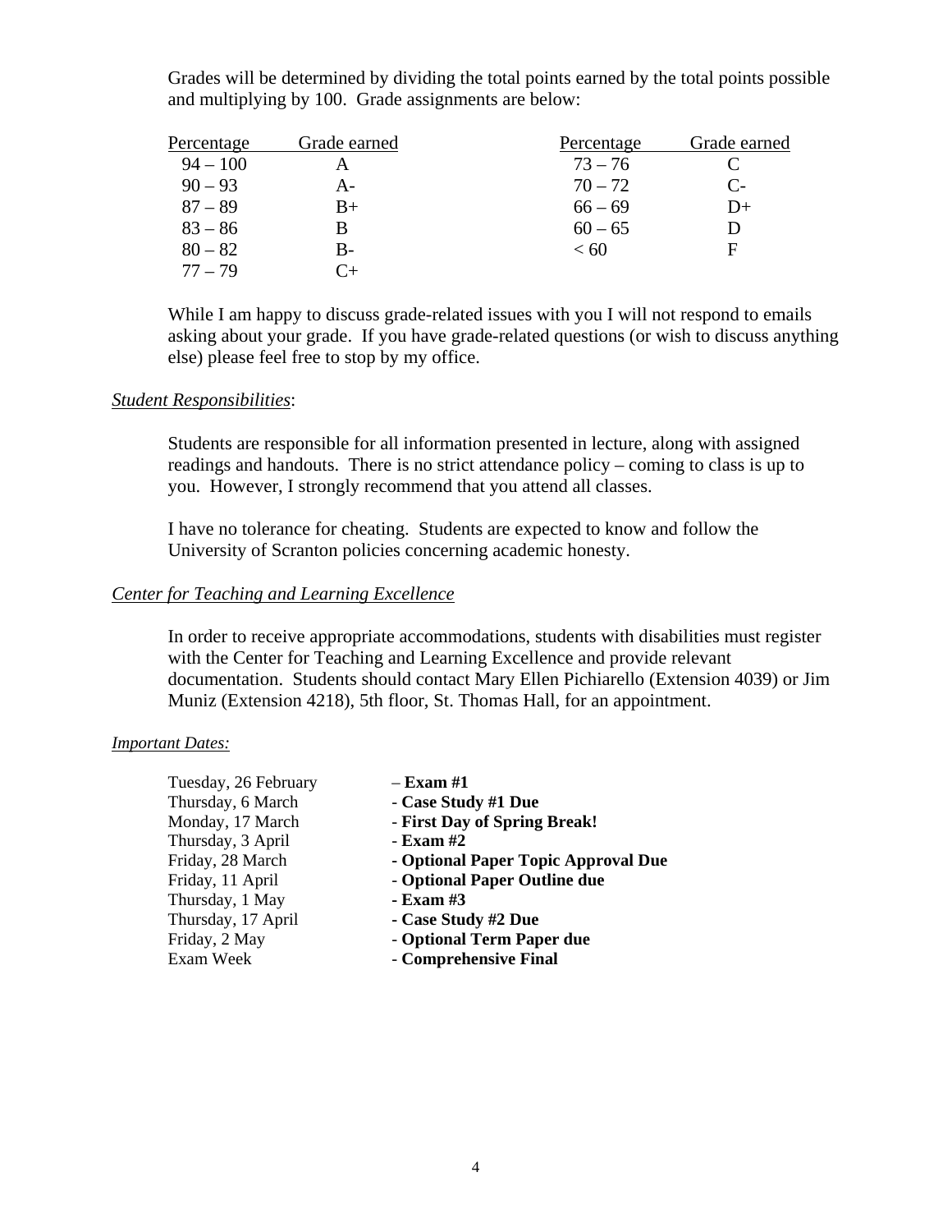Grades will be determined by dividing the total points earned by the total points possible and multiplying by 100. Grade assignments are below:

| Percentage | Grade earned | Percentage | Grade earned |
|---|---|---|---|
| 94 – 100 | A | 73 – 76 | C |
| 90 – 93 | A- | 70 – 72 | C- |
| 87 – 89 | B+ | 66 – 69 | D+ |
| 83 – 86 | B | 60 – 65 | D |
| 80 – 82 | B- | < 60 | F |
| 77 – 79 | C+ | | |

While I am happy to discuss grade-related issues with you I will not respond to emails asking about your grade. If you have grade-related questions (or wish to discuss anything else) please feel free to stop by my office.

*Student Responsibilities*:

Students are responsible for all information presented in lecture, along with assigned readings and handouts. There is no strict attendance policy – coming to class is up to you. However, I strongly recommend that you attend all classes.

I have no tolerance for cheating. Students are expected to know and follow the University of Scranton policies concerning academic honesty.

*Center for Teaching and Learning Excellence*

In order to receive appropriate accommodations, students with disabilities must register with the Center for Teaching and Learning Excellence and provide relevant documentation. Students should contact Mary Ellen Pichiarello (Extension 4039) or Jim Muniz (Extension 4218), 5th floor, St. Thomas Hall, for an appointment.

*Important Dates:*

| | |
|---|---|
| Tuesday, 26 February | – **Exam #1** |
| Thursday, 6 March | - **Case Study #1 Due** |
| Monday, 17 March | - **First Day of Spring Break!** |
| Thursday, 3 April | - **Exam #2** |
| Friday, 28 March | - **Optional Paper Topic Approval Due** |
| Friday, 11 April | - **Optional Paper Outline due** |
| Thursday, 1 May | - **Exam #3** |
| Thursday, 17 April | - **Case Study #2 Due** |
| Friday, 2 May | - **Optional Term Paper due** |
| Exam Week | - **Comprehensive Final** |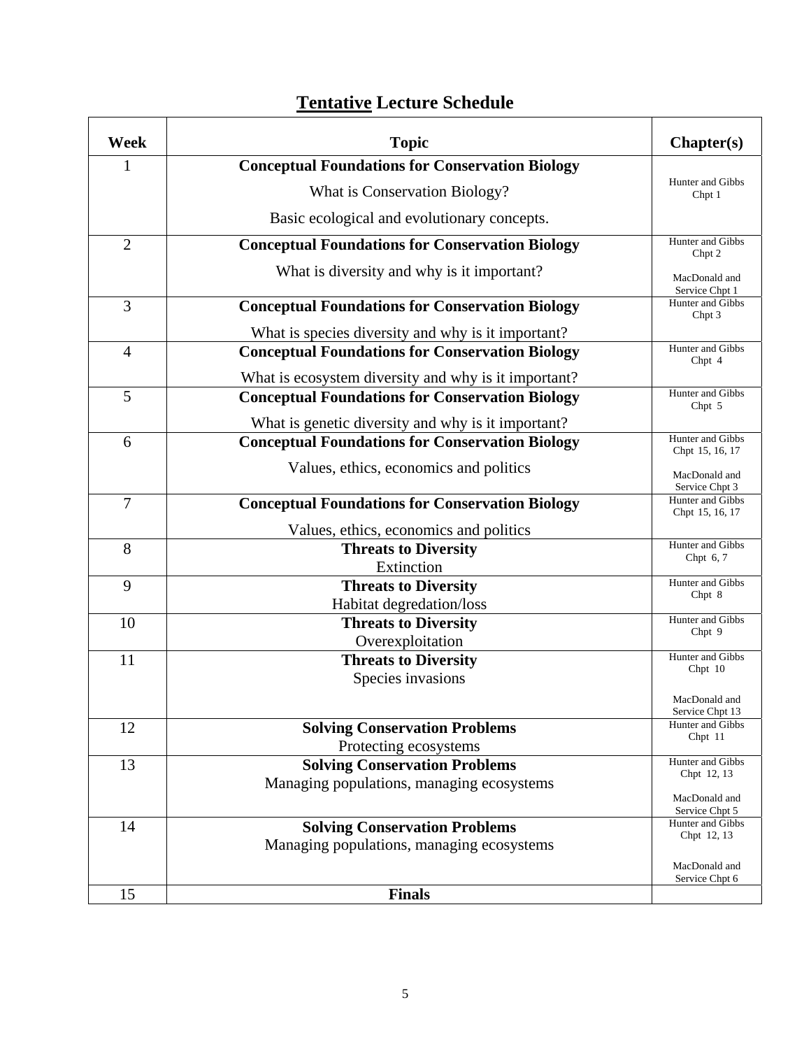# <u>Tentative</u> Lecture Schedule

| Week | Topic | Chapter(s) |
|---|---|---|
| 1 | **Conceptual Foundations for Conservation Biology**<br>What is Conservation Biology?<br>Basic ecological and evolutionary concepts. | Hunter and Gibbs Chpt 1 |
| 2 | **Conceptual Foundations for Conservation Biology**<br>What is diversity and why is it important? | Hunter and Gibbs Chpt 2<br>MacDonald and Service Chpt 1 |
| 3 | **Conceptual Foundations for Conservation Biology**<br>What is species diversity and why is it important? | Hunter and Gibbs Chpt 3 |
| 4 | **Conceptual Foundations for Conservation Biology**<br>What is ecosystem diversity and why is it important? | Hunter and Gibbs Chpt 4 |
| 5 | **Conceptual Foundations for Conservation Biology**<br>What is genetic diversity and why is it important? | Hunter and Gibbs Chpt 5 |
| 6 | **Conceptual Foundations for Conservation Biology**<br>Values, ethics, economics and politics | Hunter and Gibbs Chpt 15, 16, 17<br>MacDonald and Service Chpt 3 |
| 7 | **Conceptual Foundations for Conservation Biology**<br>Values, ethics, economics and politics | Hunter and Gibbs Chpt 15, 16, 17 |
| 8 | **Threats to Diversity**<br>Extinction | Hunter and Gibbs Chpt 6, 7 |
| 9 | **Threats to Diversity**<br>Habitat degredation/loss | Hunter and Gibbs Chpt 8 |
| 10 | **Threats to Diversity**<br>Overexploitation | Hunter and Gibbs Chpt 9 |
| 11 | **Threats to Diversity**<br>Species invasions | Hunter and Gibbs Chpt 10<br>MacDonald and Service Chpt 13 |
| 12 | **Solving Conservation Problems**<br>Protecting ecosystems | Hunter and Gibbs Chpt 11 |
| 13 | **Solving Conservation Problems**<br>Managing populations, managing ecosystems | Hunter and Gibbs Chpt 12, 13<br>MacDonald and Service Chpt 5 |
| 14 | **Solving Conservation Problems**<br>Managing populations, managing ecosystems | Hunter and Gibbs Chpt 12, 13<br>MacDonald and Service Chpt 6 |
| 15 | **Finals** | |